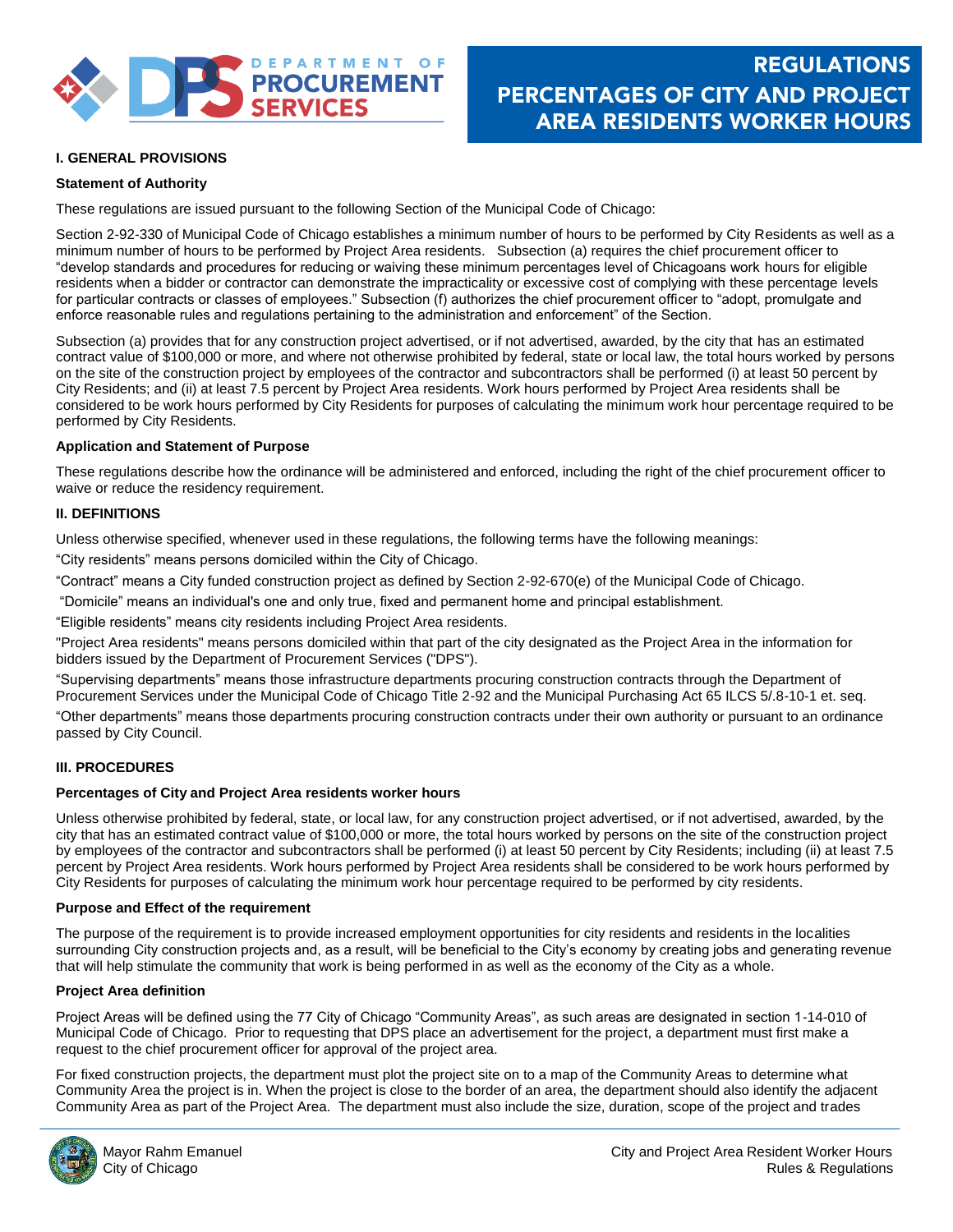# REGULATIONS PERCENTAGES OF CITY AND PROJECT AREA RESIDENTS WORKER HOURS

## I. GENERAL PROVISIONS

### Statement of Authority

These regulations are issued pursuant to the following Section of the Municipal Code of Chicago:

Section 2-92-330 of Municipal Code of Chicago establishes a minimum number of hours to be performed by City Residents as well as a minimum number of hours to be performed by Project Area residents. Subsection (a) requires the chief procurement officer to "develop standards and procedures for reducing or waiving these minimum percentages level of Chicagoans work hours for eligible residents when a bidder or contractor can demonstrate the impracticality or excessive cost of complying with these percentage levels for particular contracts or classes of employees." Subsection (f) authorizes the chief procurement officer to "adopt, promulgate and enforce reasonable rules and regulations pertaining to the administration and enforcement" of the Section.

Subsection (a) provides that for any construction project advertised, or if not advertised, awarded, by the city that has an estimated contract value of $100,000 or more, and where not otherwise prohibited by federal, state or local law, the total hours worked by persons on the site of the construction project by employees of the contractor and subcontractors shall be performed (i) at least 50 percent by City Residents; and (ii) at least 7.5 percent by Project Area residents. Work hours performed by Project Area residents shall be considered to be work hours performed by City Residents for purposes of calculating the minimum work hour percentage required to be performed by City Residents.

### Application and Statement of Purpose

These regulations describe how the ordinance will be administered and enforced, including the right of the chief procurement officer to waive or reduce the residency requirement.

## II. DEFINITIONS

Unless otherwise specified, whenever used in these regulations, the following terms have the following meanings:

"City residents" means persons domiciled within the City of Chicago.

"Contract" means a City funded construction project as defined by Section 2-92-670(e) of the Municipal Code of Chicago.

"Domicile" means an individual's one and only true, fixed and permanent home and principal establishment.

"Eligible residents" means city residents including Project Area residents.

"Project Area residents" means persons domiciled within that part of the city designated as the Project Area in the information for bidders issued by the Department of Procurement Services ("DPS").

"Supervising departments" means those infrastructure departments procuring construction contracts through the Department of Procurement Services under the Municipal Code of Chicago Title 2-92 and the Municipal Purchasing Act 65 ILCS 5/.8-10-1 et. seq.

"Other departments" means those departments procuring construction contracts under their own authority or pursuant to an ordinance passed by City Council.

## III. PROCEDURES

### Percentages of City and Project Area residents worker hours

Unless otherwise prohibited by federal, state, or local law, for any construction project advertised, or if not advertised, awarded, by the city that has an estimated contract value of $100,000 or more, the total hours worked by persons on the site of the construction project by employees of the contractor and subcontractors shall be performed (i) at least 50 percent by City Residents; including (ii) at least 7.5 percent by Project Area residents. Work hours performed by Project Area residents shall be considered to be work hours performed by City Residents for purposes of calculating the minimum work hour percentage required to be performed by city residents.

### Purpose and Effect of the requirement

The purpose of the requirement is to provide increased employment opportunities for city residents and residents in the localities surrounding City construction projects and, as a result, will be beneficial to the City's economy by creating jobs and generating revenue that will help stimulate the community that work is being performed in as well as the economy of the City as a whole.

### Project Area definition

Project Areas will be defined using the 77 City of Chicago "Community Areas", as such areas are designated in section 1-14-010 of Municipal Code of Chicago. Prior to requesting that DPS place an advertisement for the project, a department must first make a request to the chief procurement officer for approval of the project area.

For fixed construction projects, the department must plot the project site on to a map of the Community Areas to determine what Community Area the project is in. When the project is close to the border of an area, the department should also identify the adjacent Community Area as part of the Project Area. The department must also include the size, duration, scope of the project and trades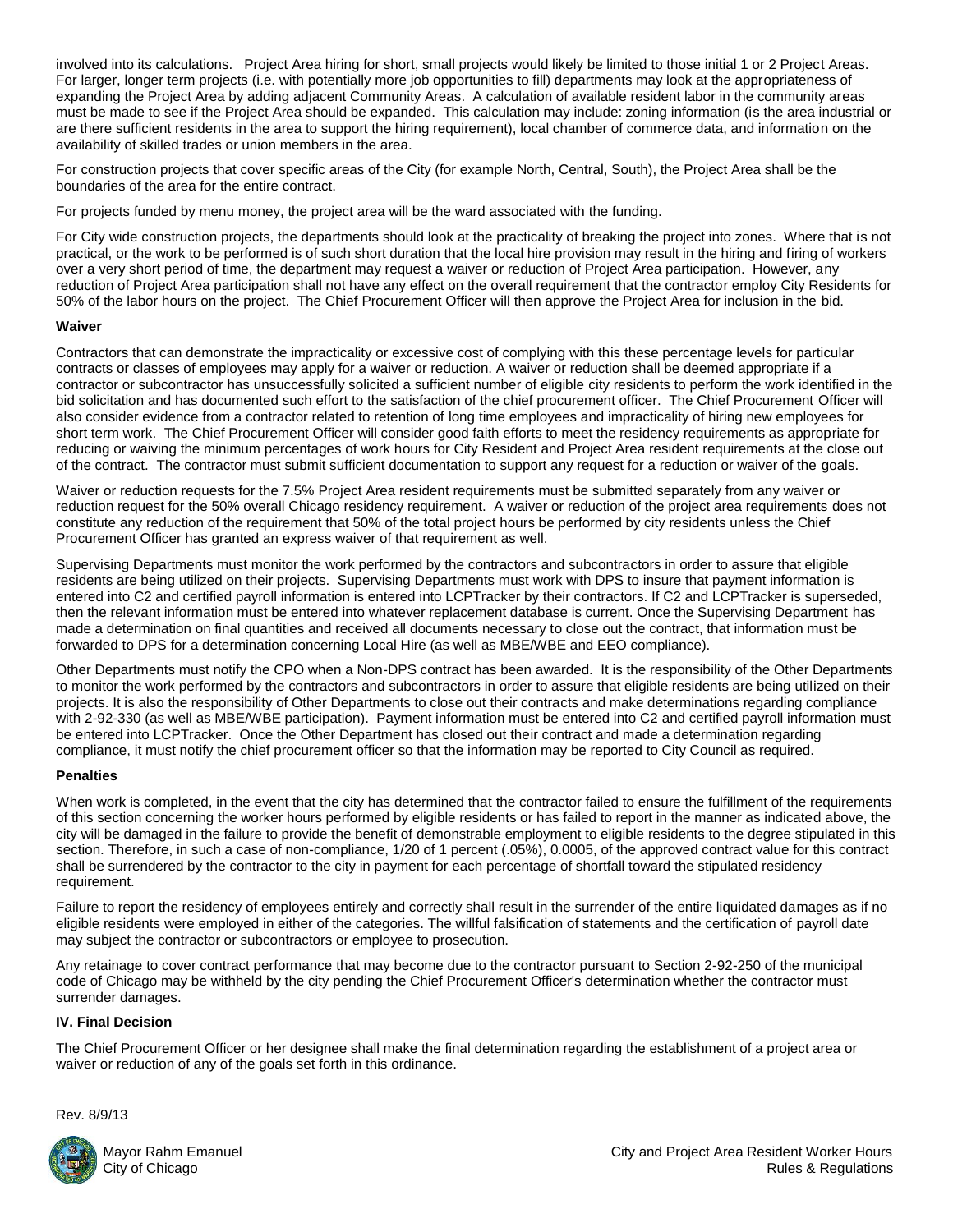involved into its calculations. Project Area hiring for short, small projects would likely be limited to those initial 1 or 2 Project Areas. For larger, longer term projects (i.e. with potentially more job opportunities to fill) departments may look at the appropriateness of expanding the Project Area by adding adjacent Community Areas. A calculation of available resident labor in the community areas must be made to see if the Project Area should be expanded. This calculation may include: zoning information (is the area industrial or are there sufficient residents in the area to support the hiring requirement), local chamber of commerce data, and information on the availability of skilled trades or union members in the area.

For construction projects that cover specific areas of the City (for example North, Central, South), the Project Area shall be the boundaries of the area for the entire contract.

For projects funded by menu money, the project area will be the ward associated with the funding.

For City wide construction projects, the departments should look at the practicality of breaking the project into zones. Where that is not practical, or the work to be performed is of such short duration that the local hire provision may result in the hiring and firing of workers over a very short period of time, the department may request a waiver or reduction of Project Area participation. However, any reduction of Project Area participation shall not have any effect on the overall requirement that the contractor employ City Residents for 50% of the labor hours on the project. The Chief Procurement Officer will then approve the Project Area for inclusion in the bid.

**Waiver**

Contractors that can demonstrate the impracticality or excessive cost of complying with this these percentage levels for particular contracts or classes of employees may apply for a waiver or reduction. A waiver or reduction shall be deemed appropriate if a contractor or subcontractor has unsuccessfully solicited a sufficient number of eligible city residents to perform the work identified in the bid solicitation and has documented such effort to the satisfaction of the chief procurement officer. The Chief Procurement Officer will also consider evidence from a contractor related to retention of long time employees and impracticality of hiring new employees for short term work. The Chief Procurement Officer will consider good faith efforts to meet the residency requirements as appropriate for reducing or waiving the minimum percentages of work hours for City Resident and Project Area resident requirements at the close out of the contract. The contractor must submit sufficient documentation to support any request for a reduction or waiver of the goals.

Waiver or reduction requests for the 7.5% Project Area resident requirements must be submitted separately from any waiver or reduction request for the 50% overall Chicago residency requirement. A waiver or reduction of the project area requirements does not constitute any reduction of the requirement that 50% of the total project hours be performed by city residents unless the Chief Procurement Officer has granted an express waiver of that requirement as well.

Supervising Departments must monitor the work performed by the contractors and subcontractors in order to assure that eligible residents are being utilized on their projects. Supervising Departments must work with DPS to insure that payment information is entered into C2 and certified payroll information is entered into LCPTracker by their contractors. If C2 and LCPTracker is superseded, then the relevant information must be entered into whatever replacement database is current. Once the Supervising Department has made a determination on final quantities and received all documents necessary to close out the contract, that information must be forwarded to DPS for a determination concerning Local Hire (as well as MBE/WBE and EEO compliance).

Other Departments must notify the CPO when a Non-DPS contract has been awarded. It is the responsibility of the Other Departments to monitor the work performed by the contractors and subcontractors in order to assure that eligible residents are being utilized on their projects. It is also the responsibility of Other Departments to close out their contracts and make determinations regarding compliance with 2-92-330 (as well as MBE/WBE participation). Payment information must be entered into C2 and certified payroll information must be entered into LCPTracker. Once the Other Department has closed out their contract and made a determination regarding compliance, it must notify the chief procurement officer so that the information may be reported to City Council as required.

**Penalties**

When work is completed, in the event that the city has determined that the contractor failed to ensure the fulfillment of the requirements of this section concerning the worker hours performed by eligible residents or has failed to report in the manner as indicated above, the city will be damaged in the failure to provide the benefit of demonstrable employment to eligible residents to the degree stipulated in this section. Therefore, in such a case of non-compliance, 1/20 of 1 percent (.05%), 0.0005, of the approved contract value for this contract shall be surrendered by the contractor to the city in payment for each percentage of shortfall toward the stipulated residency requirement.

Failure to report the residency of employees entirely and correctly shall result in the surrender of the entire liquidated damages as if no eligible residents were employed in either of the categories. The willful falsification of statements and the certification of payroll date may subject the contractor or subcontractors or employee to prosecution.

Any retainage to cover contract performance that may become due to the contractor pursuant to Section 2-92-250 of the municipal code of Chicago may be withheld by the city pending the Chief Procurement Officer's determination whether the contractor must surrender damages.

**IV. Final Decision**

The Chief Procurement Officer or her designee shall make the final determination regarding the establishment of a project area or waiver or reduction of any of the goals set forth in this ordinance.

Rev. 8/9/13